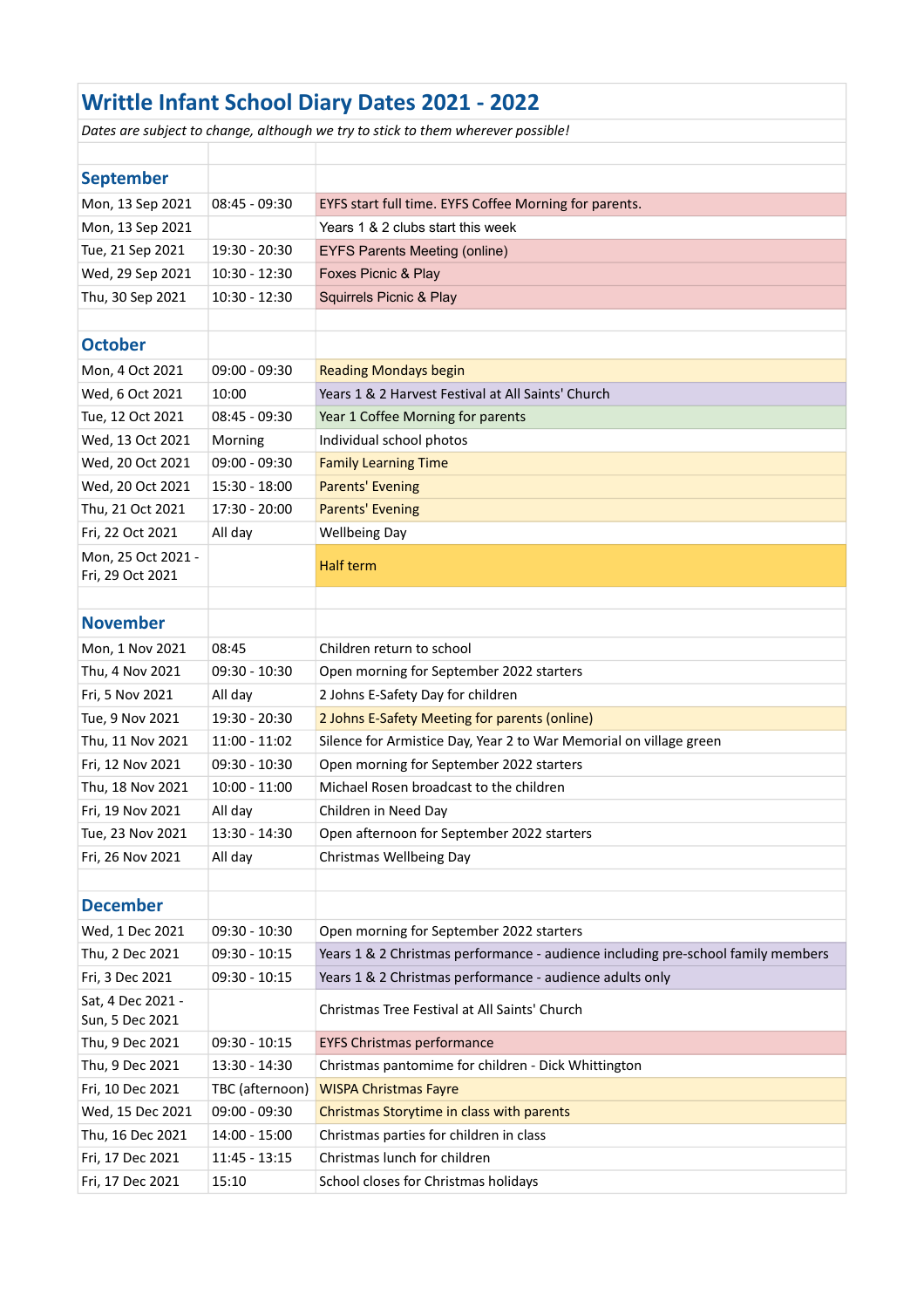# Writtle Infant School Diary Dates 2021 - 2022

*Dates are subject to change, although we try to stick to them wherever possible!*

## September

| Date | Time | Event |
|---|---|---|
| Mon, 13 Sep 2021 | 08:45 - 09:30 | EYFS start full time. EYFS Coffee Morning for parents. |
| Mon, 13 Sep 2021 | | Years 1 & 2 clubs start this week |
| Tue, 21 Sep 2021 | 19:30 - 20:30 | EYFS Parents Meeting (online) |
| Wed, 29 Sep 2021 | 10:30 - 12:30 | Foxes Picnic & Play |
| Thu, 30 Sep 2021 | 10:30 - 12:30 | Squirrels Picnic & Play |

## October

| Date | Time | Event |
|---|---|---|
| Mon, 4 Oct 2021 | 09:00 - 09:30 | Reading Mondays begin |
| Wed, 6 Oct 2021 | 10:00 | Years 1 & 2 Harvest Festival at All Saints' Church |
| Tue, 12 Oct 2021 | 08:45 - 09:30 | Year 1 Coffee Morning for parents |
| Wed, 13 Oct 2021 | Morning | Individual school photos |
| Wed, 20 Oct 2021 | 09:00 - 09:30 | Family Learning Time |
| Wed, 20 Oct 2021 | 15:30 - 18:00 | Parents' Evening |
| Thu, 21 Oct 2021 | 17:30 - 20:00 | Parents' Evening |
| Fri, 22 Oct 2021 | All day | Wellbeing Day |
| Mon, 25 Oct 2021 - Fri, 29 Oct 2021 | | Half term |

## November

| Date | Time | Event |
|---|---|---|
| Mon, 1 Nov 2021 | 08:45 | Children return to school |
| Thu, 4 Nov 2021 | 09:30 - 10:30 | Open morning for September 2022 starters |
| Fri, 5 Nov 2021 | All day | 2 Johns E-Safety Day for children |
| Tue, 9 Nov 2021 | 19:30 - 20:30 | 2 Johns E-Safety Meeting for parents (online) |
| Thu, 11 Nov 2021 | 11:00 - 11:02 | Silence for Armistice Day, Year 2 to War Memorial on village green |
| Fri, 12 Nov 2021 | 09:30 - 10:30 | Open morning for September 2022 starters |
| Thu, 18 Nov 2021 | 10:00 - 11:00 | Michael Rosen broadcast to the children |
| Fri, 19 Nov 2021 | All day | Children in Need Day |
| Tue, 23 Nov 2021 | 13:30 - 14:30 | Open afternoon for September 2022 starters |
| Fri, 26 Nov 2021 | All day | Christmas Wellbeing Day |

## December

| Date | Time | Event |
|---|---|---|
| Wed, 1 Dec 2021 | 09:30 - 10:30 | Open morning for September 2022 starters |
| Thu, 2 Dec 2021 | 09:30 - 10:15 | Years 1 & 2 Christmas performance - audience including pre-school family members |
| Fri, 3 Dec 2021 | 09:30 - 10:15 | Years 1 & 2 Christmas performance - audience adults only |
| Sat, 4 Dec 2021 - Sun, 5 Dec 2021 | | Christmas Tree Festival at All Saints' Church |
| Thu, 9 Dec 2021 | 09:30 - 10:15 | EYFS Christmas performance |
| Thu, 9 Dec 2021 | 13:30 - 14:30 | Christmas pantomime for children - Dick Whittington |
| Fri, 10 Dec 2021 | TBC (afternoon) | WISPA Christmas Fayre |
| Wed, 15 Dec 2021 | 09:00 - 09:30 | Christmas Storytime in class with parents |
| Thu, 16 Dec 2021 | 14:00 - 15:00 | Christmas parties for children in class |
| Fri, 17 Dec 2021 | 11:45 - 13:15 | Christmas lunch for children |
| Fri, 17 Dec 2021 | 15:10 | School closes for Christmas holidays |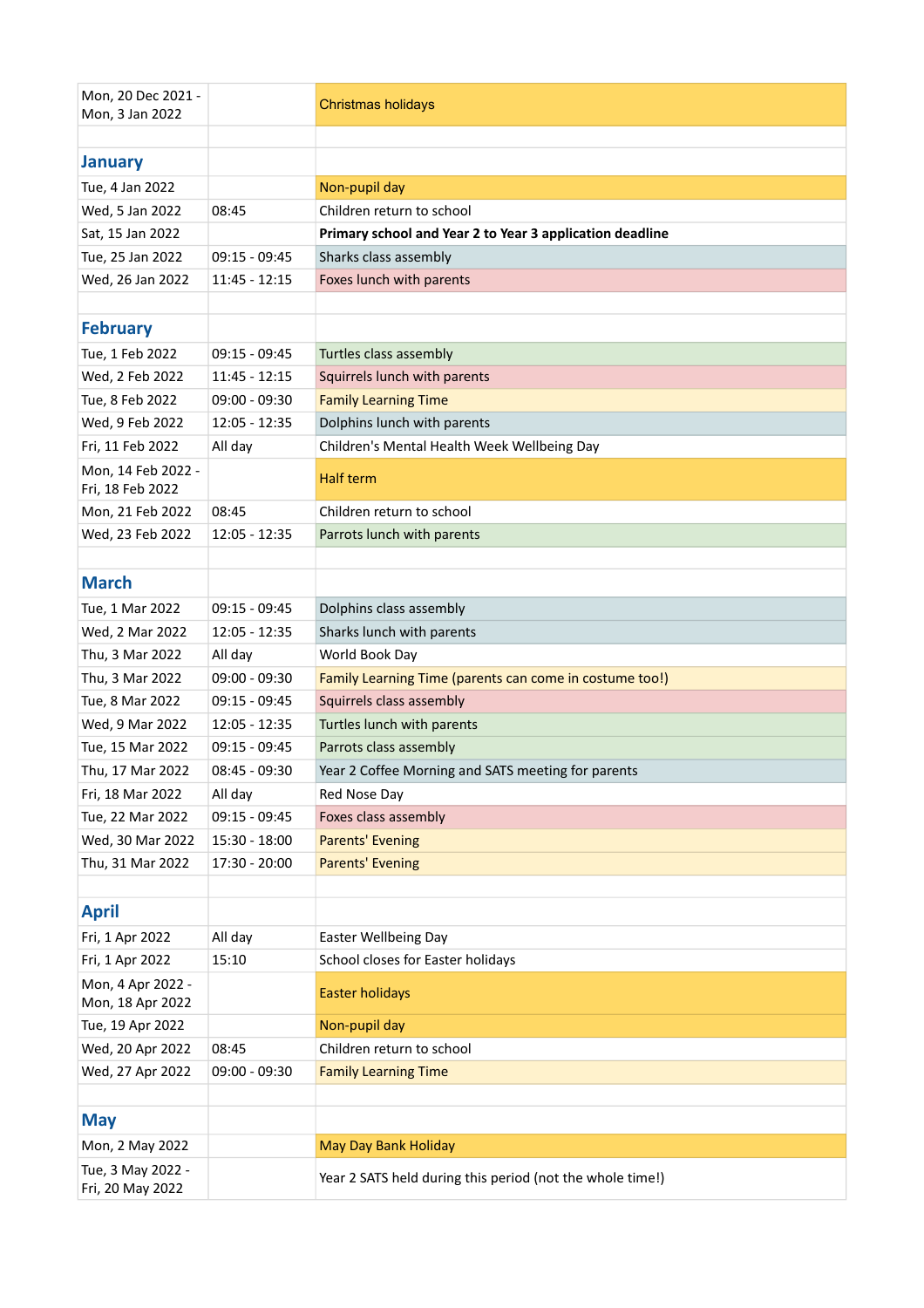| | | |
|---|---|---|
| Mon, 20 Dec 2021 - Mon, 3 Jan 2022 | | Christmas holidays |
| | | |
| **January** | | |
| Tue, 4 Jan 2022 | | Non-pupil day |
| Wed, 5 Jan 2022 | 08:45 | Children return to school |
| Sat, 15 Jan 2022 | | **Primary school and Year 2 to Year 3 application deadline** |
| Tue, 25 Jan 2022 | 09:15 - 09:45 | Sharks class assembly |
| Wed, 26 Jan 2022 | 11:45 - 12:15 | Foxes lunch with parents |
| | | |
| **February** | | |
| Tue, 1 Feb 2022 | 09:15 - 09:45 | Turtles class assembly |
| Wed, 2 Feb 2022 | 11:45 - 12:15 | Squirrels lunch with parents |
| Tue, 8 Feb 2022 | 09:00 - 09:30 | Family Learning Time |
| Wed, 9 Feb 2022 | 12:05 - 12:35 | Dolphins lunch with parents |
| Fri, 11 Feb 2022 | All day | Children's Mental Health Week Wellbeing Day |
| Mon, 14 Feb 2022 - Fri, 18 Feb 2022 | | Half term |
| Mon, 21 Feb 2022 | 08:45 | Children return to school |
| Wed, 23 Feb 2022 | 12:05 - 12:35 | Parrots lunch with parents |
| | | |
| **March** | | |
| Tue, 1 Mar 2022 | 09:15 - 09:45 | Dolphins class assembly |
| Wed, 2 Mar 2022 | 12:05 - 12:35 | Sharks lunch with parents |
| Thu, 3 Mar 2022 | All day | World Book Day |
| Thu, 3 Mar 2022 | 09:00 - 09:30 | Family Learning Time (parents can come in costume too!) |
| Tue, 8 Mar 2022 | 09:15 - 09:45 | Squirrels class assembly |
| Wed, 9 Mar 2022 | 12:05 - 12:35 | Turtles lunch with parents |
| Tue, 15 Mar 2022 | 09:15 - 09:45 | Parrots class assembly |
| Thu, 17 Mar 2022 | 08:45 - 09:30 | Year 2 Coffee Morning and SATS meeting for parents |
| Fri, 18 Mar 2022 | All day | Red Nose Day |
| Tue, 22 Mar 2022 | 09:15 - 09:45 | Foxes class assembly |
| Wed, 30 Mar 2022 | 15:30 - 18:00 | Parents' Evening |
| Thu, 31 Mar 2022 | 17:30 - 20:00 | Parents' Evening |
| | | |
| **April** | | |
| Fri, 1 Apr 2022 | All day | Easter Wellbeing Day |
| Fri, 1 Apr 2022 | 15:10 | School closes for Easter holidays |
| Mon, 4 Apr 2022 - Mon, 18 Apr 2022 | | Easter holidays |
| Tue, 19 Apr 2022 | | Non-pupil day |
| Wed, 20 Apr 2022 | 08:45 | Children return to school |
| Wed, 27 Apr 2022 | 09:00 - 09:30 | Family Learning Time |
| | | |
| **May** | | |
| Mon, 2 May 2022 | | May Day Bank Holiday |
| Tue, 3 May 2022 - Fri, 20 May 2022 | | Year 2 SATS held during this period (not the whole time!) |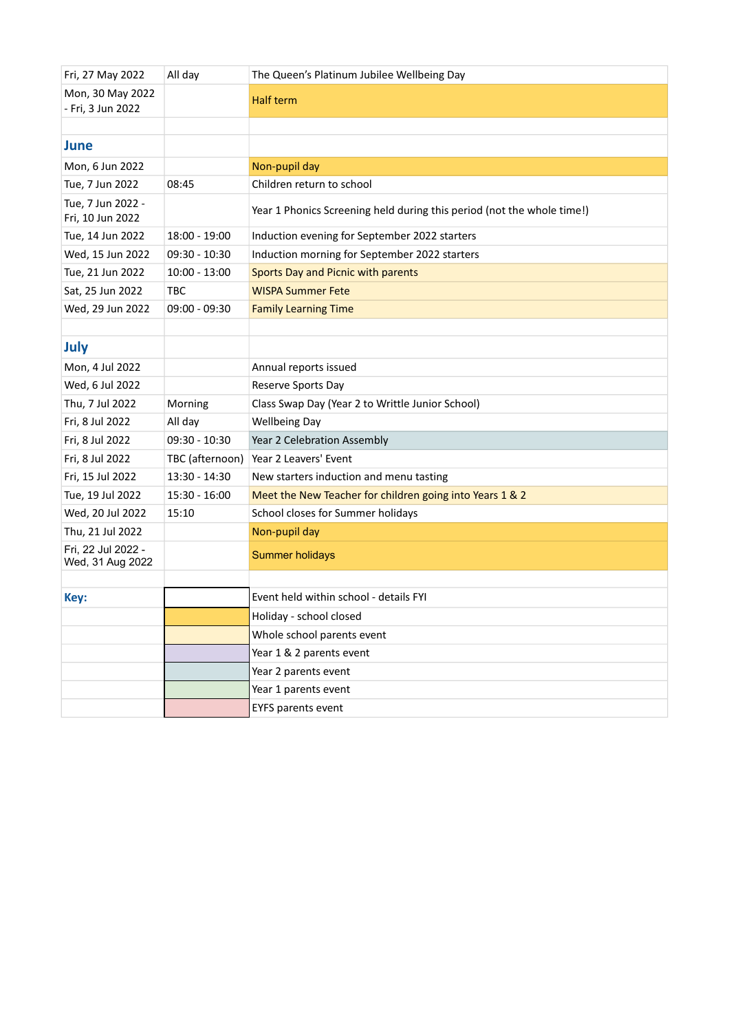| | | |
|---|---|---|
| Fri, 27 May 2022 | All day | The Queen's Platinum Jubilee Wellbeing Day |
| Mon, 30 May 2022 - Fri, 3 Jun 2022 | | Half term |
| | | |
| **June** | | |
| Mon, 6 Jun 2022 | | Non-pupil day |
| Tue, 7 Jun 2022 | 08:45 | Children return to school |
| Tue, 7 Jun 2022 - Fri, 10 Jun 2022 | | Year 1 Phonics Screening held during this period (not the whole time!) |
| Tue, 14 Jun 2022 | 18:00 - 19:00 | Induction evening for September 2022 starters |
| Wed, 15 Jun 2022 | 09:30 - 10:30 | Induction morning for September 2022 starters |
| Tue, 21 Jun 2022 | 10:00 - 13:00 | Sports Day and Picnic with parents |
| Sat, 25 Jun 2022 | TBC | WISPA Summer Fete |
| Wed, 29 Jun 2022 | 09:00 - 09:30 | Family Learning Time |
| | | |
| **July** | | |
| Mon, 4 Jul 2022 | | Annual reports issued |
| Wed, 6 Jul 2022 | | Reserve Sports Day |
| Thu, 7 Jul 2022 | Morning | Class Swap Day (Year 2 to Writtle Junior School) |
| Fri, 8 Jul 2022 | All day | Wellbeing Day |
| Fri, 8 Jul 2022 | 09:30 - 10:30 | Year 2 Celebration Assembly |
| Fri, 8 Jul 2022 | TBC (afternoon) | Year 2 Leavers' Event |
| Fri, 15 Jul 2022 | 13:30 - 14:30 | New starters induction and menu tasting |
| Tue, 19 Jul 2022 | 15:30 - 16:00 | Meet the New Teacher for children going into Years 1 & 2 |
| Wed, 20 Jul 2022 | 15:10 | School closes for Summer holidays |
| Thu, 21 Jul 2022 | | Non-pupil day |
| Fri, 22 Jul 2022 - Wed, 31 Aug 2022 | | Summer holidays |
| | | |
| **Key:** | | Event held within school - details FYI |
| | | Holiday - school closed |
| | | Whole school parents event |
| | | Year 1 & 2 parents event |
| | | Year 2 parents event |
| | | Year 1 parents event |
| | | EYFS parents event |